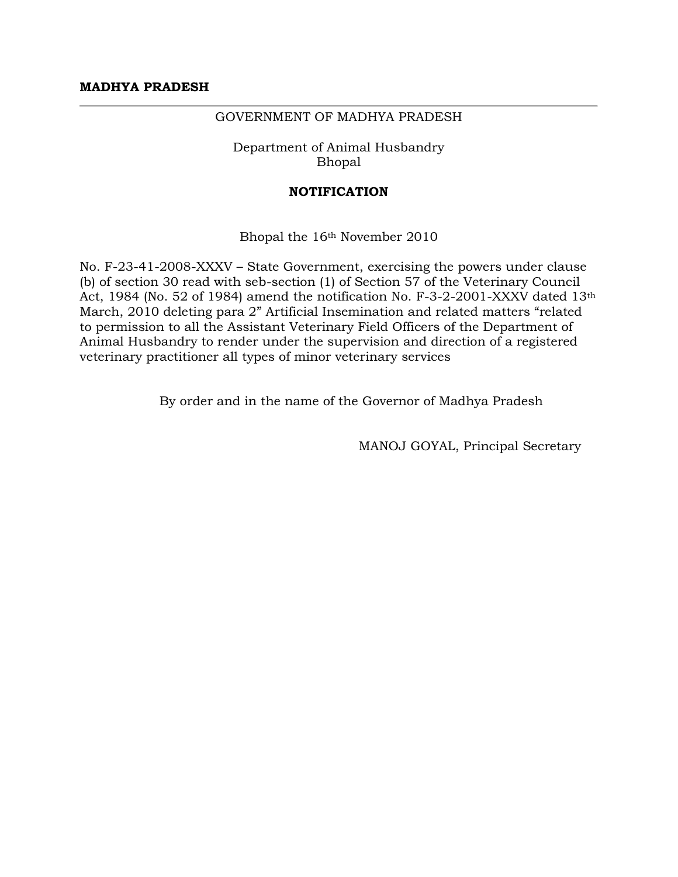**MADHYA PRADESH**

---

GOVERNMENT OF MADHYA PRADESH

Department of Animal Husbandry
Bhopal

**NOTIFICATION**

Bhopal the 16th November 2010

No. F-23-41-2008-XXXV – State Government, exercising the powers under clause (b) of section 30 read with seb-section (1) of Section 57 of the Veterinary Council Act, 1984 (No. 52 of 1984) amend the notification No. F-3-2-2001-XXXV dated 13th March, 2010 deleting para 2" Artificial Insemination and related matters "related to permission to all the Assistant Veterinary Field Officers of the Department of Animal Husbandry to render under the supervision and direction of a registered veterinary practitioner all types of minor veterinary services

By order and in the name of the Governor of Madhya Pradesh

MANOJ GOYAL, Principal Secretary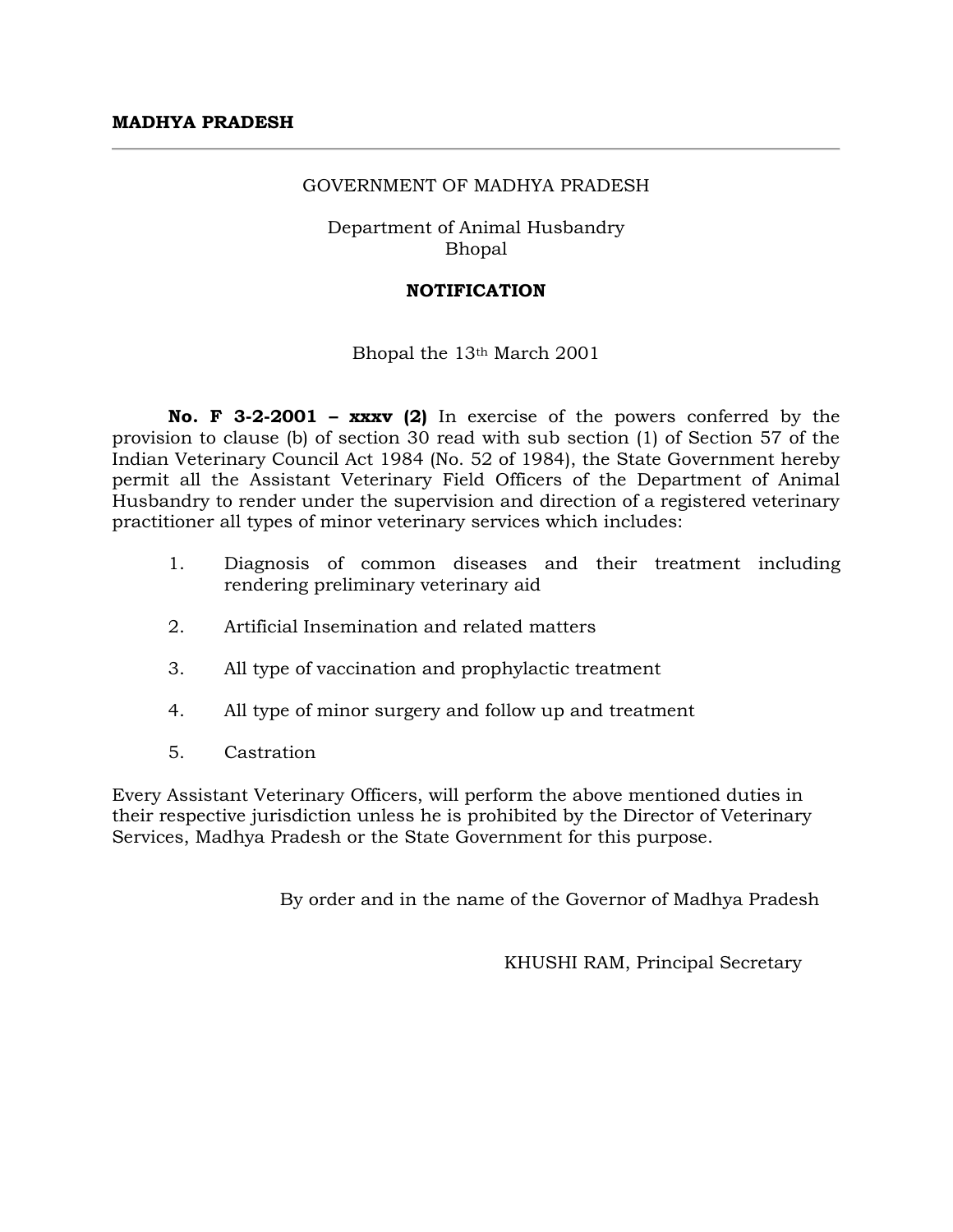**MADHYA PRADESH**

---

GOVERNMENT OF MADHYA PRADESH

Department of Animal Husbandry
Bhopal

**NOTIFICATION**

Bhopal the 13th March 2001

**No. F 3-2-2001 – xxxv (2)** In exercise of the powers conferred by the provision to clause (b) of section 30 read with sub section (1) of Section 57 of the Indian Veterinary Council Act 1984 (No. 52 of 1984), the State Government hereby permit all the Assistant Veterinary Field Officers of the Department of Animal Husbandry to render under the supervision and direction of a registered veterinary practitioner all types of minor veterinary services which includes:

1. Diagnosis of common diseases and their treatment including rendering preliminary veterinary aid
2. Artificial Insemination and related matters
3. All type of vaccination and prophylactic treatment
4. All type of minor surgery and follow up and treatment
5. Castration

Every Assistant Veterinary Officers, will perform the above mentioned duties in their respective jurisdiction unless he is prohibited by the Director of Veterinary Services, Madhya Pradesh or the State Government for this purpose.

By order and in the name of the Governor of Madhya Pradesh

KHUSHI RAM, Principal Secretary